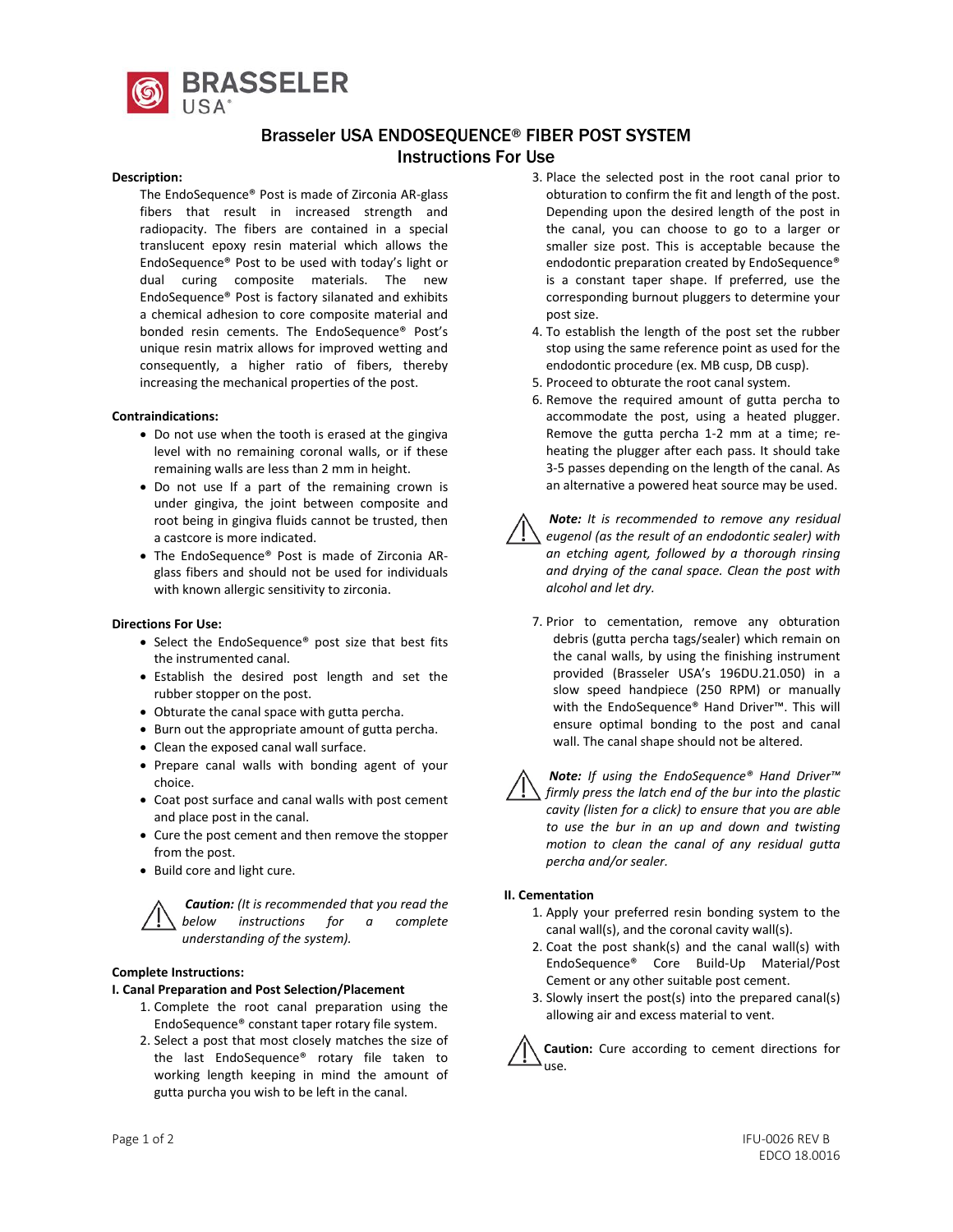BRASSELER USA®

# Brasseler USA ENDOSEQUENCE® FIBER POST SYSTEM
## Instructions For Use

**Description:**

The EndoSequence® Post is made of Zirconia AR-glass fibers that result in increased strength and radiopacity. The fibers are contained in a special translucent epoxy resin material which allows the EndoSequence® Post to be used with today's light or dual curing composite materials. The new EndoSequence® Post is factory silanated and exhibits a chemical adhesion to core composite material and bonded resin cements. The EndoSequence® Post's unique resin matrix allows for improved wetting and consequently, a higher ratio of fibers, thereby increasing the mechanical properties of the post.

**Contraindications:**

- Do not use when the tooth is erased at the gingiva level with no remaining coronal walls, or if these remaining walls are less than 2 mm in height.
- Do not use If a part of the remaining crown is under gingiva, the joint between composite and root being in gingiva fluids cannot be trusted, then a castcore is more indicated.
- The EndoSequence® Post is made of Zirconia AR-glass fibers and should not be used for individuals with known allergic sensitivity to zirconia.

**Directions For Use:**

- Select the EndoSequence® post size that best fits the instrumented canal.
- Establish the desired post length and set the rubber stopper on the post.
- Obturate the canal space with gutta percha.
- Burn out the appropriate amount of gutta percha.
- Clean the exposed canal wall surface.
- Prepare canal walls with bonding agent of your choice.
- Coat post surface and canal walls with post cement and place post in the canal.
- Cure the post cement and then remove the stopper from the post.
- Build core and light cure.

⚠ ***Caution:*** *(It is recommended that you read the below instructions for a complete understanding of the system).*

**Complete Instructions:**

**I. Canal Preparation and Post Selection/Placement**

1. Complete the root canal preparation using the EndoSequence® constant taper rotary file system.
2. Select a post that most closely matches the size of the last EndoSequence® rotary file taken to working length keeping in mind the amount of gutta purcha you wish to be left in the canal.
3. Place the selected post in the root canal prior to obturation to confirm the fit and length of the post. Depending upon the desired length of the post in the canal, you can choose to go to a larger or smaller size post. This is acceptable because the endodontic preparation created by EndoSequence® is a constant taper shape. If preferred, use the corresponding burnout pluggers to determine your post size.
4. To establish the length of the post set the rubber stop using the same reference point as used for the endodontic procedure (ex. MB cusp, DB cusp).
5. Proceed to obturate the root canal system.
6. Remove the required amount of gutta percha to accommodate the post, using a heated plugger. Remove the gutta percha 1-2 mm at a time; re-heating the plugger after each pass. It should take 3-5 passes depending on the length of the canal. As an alternative a powered heat source may be used.

⚠ ***Note:*** *It is recommended to remove any residual eugenol (as the result of an endodontic sealer) with an etching agent, followed by a thorough rinsing and drying of the canal space. Clean the post with alcohol and let dry.*

7. Prior to cementation, remove any obturation debris (gutta percha tags/sealer) which remain on the canal walls, by using the finishing instrument provided (Brasseler USA's 196DU.21.050) in a slow speed handpiece (250 RPM) or manually with the EndoSequence® Hand Driver™. This will ensure optimal bonding to the post and canal wall. The canal shape should not be altered.

⚠ ***Note:*** *If using the EndoSequence® Hand Driver™ firmly press the latch end of the bur into the plastic cavity (listen for a click) to ensure that you are able to use the bur in an up and down and twisting motion to clean the canal of any residual gutta percha and/or sealer.*

**II. Cementation**

1. Apply your preferred resin bonding system to the canal wall(s), and the coronal cavity wall(s).
2. Coat the post shank(s) and the canal wall(s) with EndoSequence® Core Build-Up Material/Post Cement or any other suitable post cement.
3. Slowly insert the post(s) into the prepared canal(s) allowing air and excess material to vent.

⚠ **Caution:** Cure according to cement directions for use.

IFU-0026 REV B
EDCO 18.0016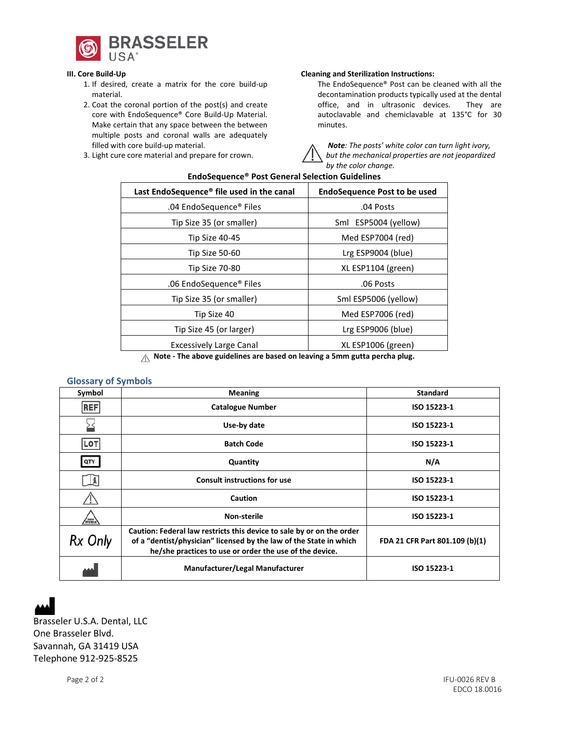### III. Core Build-Up

1. If desired, create a matrix for the core build-up material.
2. Coat the coronal portion of the post(s) and create core with EndoSequence® Core Build-Up Material. Make certain that any space between the between multiple posts and coronal walls are adequately filled with core build-up material.
3. Light cure core material and prepare for crown.

### Cleaning and Sterilization Instructions:

The EndoSequence® Post can be cleaned with all the decontamination products typically used at the dental office, and in ultrasonic devices. They are autoclavable and chemiclavable at 135°C for 30 minutes.

⚠ ***Note**: The posts' white color can turn light ivory, but the mechanical properties are not jeopardized by the color change.*

**EndoSequence® Post General Selection Guidelines**

| Last EndoSequence® file used in the canal | EndoSequence Post to be used |
|---|---|
| .04 EndoSequence® Files | .04 Posts |
| Tip Size 35 (or smaller) | Sml ESP5004 (yellow) |
| Tip Size 40-45 | Med ESP7004 (red) |
| Tip Size 50-60 | Lrg ESP9004 (blue) |
| Tip Size 70-80 | XL ESP1104 (green) |
| .06 EndoSequence® Files | .06 Posts |
| Tip Size 35 (or smaller) | Sml ESP5006 (yellow) |
| Tip Size 40 | Med ESP7006 (red) |
| Tip Size 45 (or larger) | Lrg ESP9006 (blue) |
| Excessively Large Canal | XL ESP1006 (green) |

⚠ **Note - The above guidelines are based on leaving a 5mm gutta percha plug.**

## Glossary of Symbols

| Symbol | Meaning | Standard |
|---|---|---|
| REF | **Catalogue Number** | **ISO 15223-1** |
| ⌛ | **Use-by date** | **ISO 15223-1** |
| LOT | **Batch Code** | **ISO 15223-1** |
| QTY | **Quantity** | **N/A** |
| 📖 | **Consult instructions for use** | **ISO 15223-1** |
| ⚠ | **Caution** | **ISO 15223-1** |
| NON STERILE | **Non-sterile** | **ISO 15223-1** |
| Rx Only | **Caution: Federal law restricts this device to sale by or on the order of a "dentist/physician" licensed by the law of the State in which he/she practices to use or order the use of the device.** | **FDA 21 CFR Part 801.109 (b)(1)** |
| 🏭 | **Manufacturer/Legal Manufacturer** | **ISO 15223-1** |

Brasseler U.S.A. Dental, LLC
One Brasseler Blvd.
Savannah, GA 31419 USA
Telephone 912-925-8525

IFU-0026 REV B
EDCO 18.0016